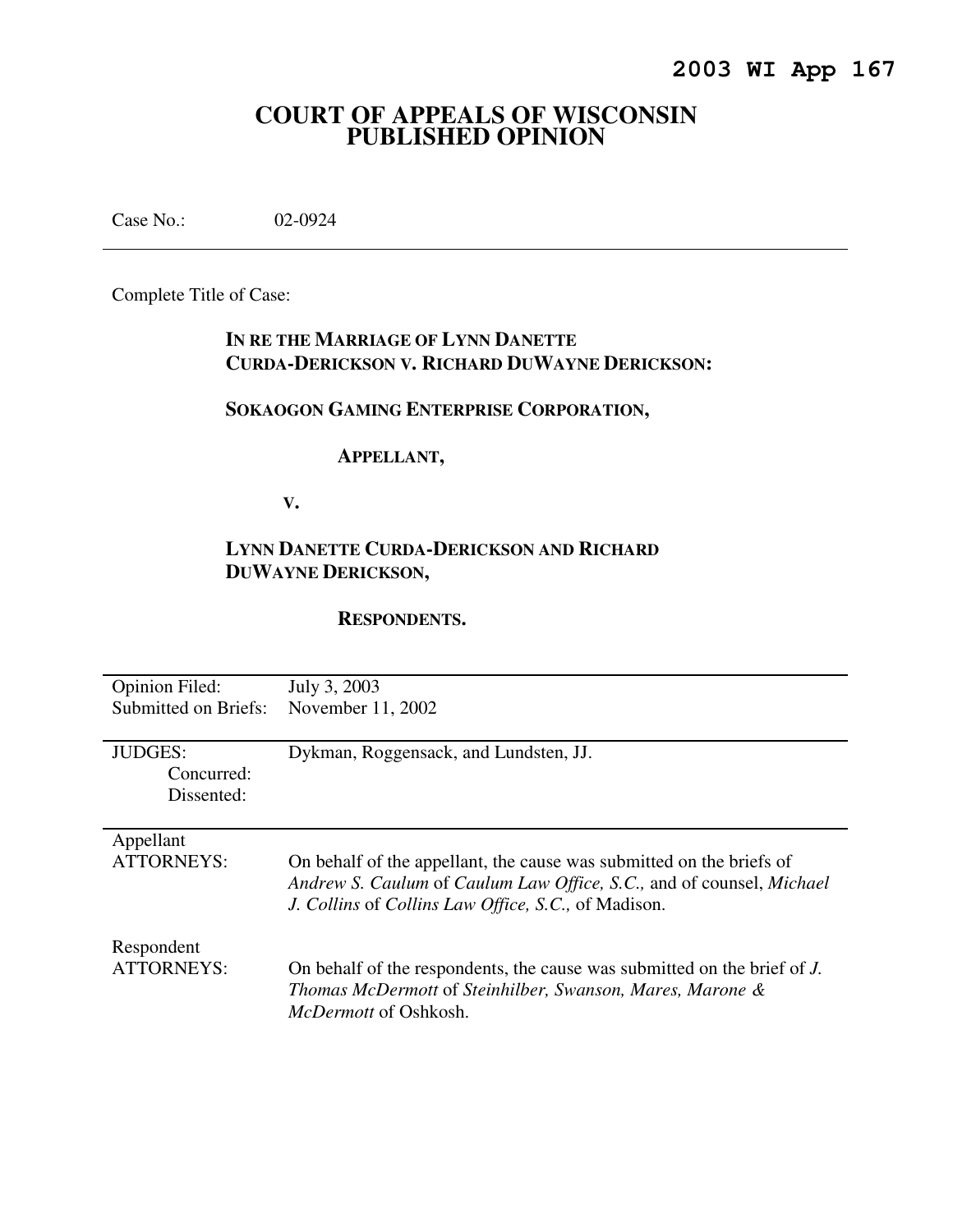**2003 WI App 167**

# COURT OF APPEALS OF WISCONSIN PUBLISHED OPINION

Case No.: 02-0924

Complete Title of Case:

**IN RE THE MARRIAGE OF LYNN DANETTE CURDA-DERICKSON V. RICHARD DUWAYNE DERICKSON:**

**SOKAOGON GAMING ENTERPRISE CORPORATION,**

**APPELLANT,**

**V.**

**LYNN DANETTE CURDA-DERICKSON AND RICHARD DUWAYNE DERICKSON,**

**RESPONDENTS.**

| | |
|---|---|
| Opinion Filed: | July 3, 2003 |
| Submitted on Briefs: | November 11, 2002 |
| JUDGES: | Dykman, Roggensack, and Lundsten, JJ. |
| Concurred: | |
| Dissented: | |
| Appellant ATTORNEYS: | On behalf of the appellant, the cause was submitted on the briefs of *Andrew S. Caulum* of *Caulum Law Office, S.C.,* and of counsel, *Michael J. Collins* of *Collins Law Office, S.C.,* of Madison. |
| Respondent ATTORNEYS: | On behalf of the respondents, the cause was submitted on the brief of *J. Thomas McDermott* of *Steinhilber, Swanson, Mares, Marone & McDermott* of Oshkosh. |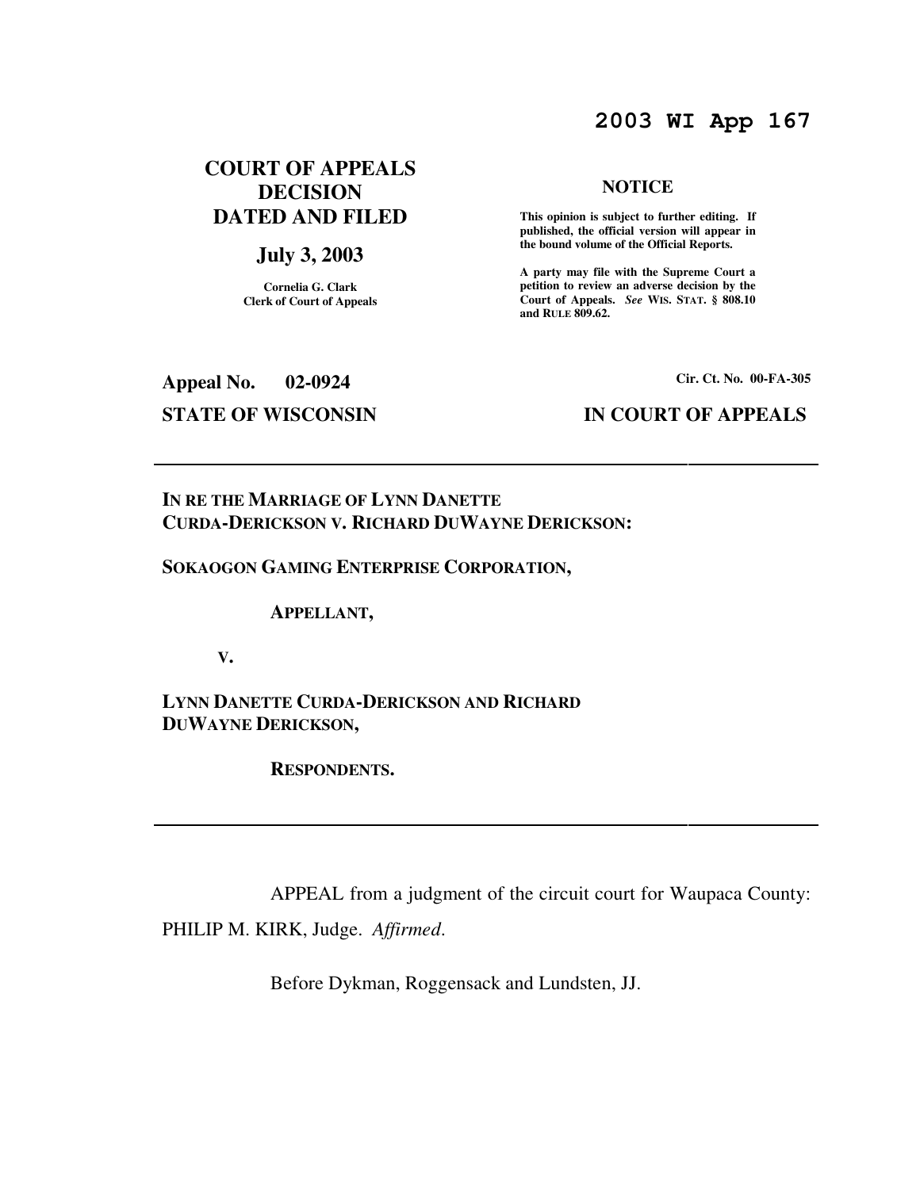# 2003 WI App 167

## COURT OF APPEALS DECISION DATED AND FILED

### July 3, 2003

**Cornelia G. Clark**
**Clerk of Court of Appeals**

**NOTICE**

**This opinion is subject to further editing. If published, the official version will appear in the bound volume of the Official Reports.**

**A party may file with the Supreme Court a petition to review an adverse decision by the Court of Appeals.** ***See*** **WIS. STAT. § 808.10 and RULE 809.62.**

**Appeal No. 02-0924** | **Cir. Ct. No. 00-FA-305**

**STATE OF WISCONSIN** | **IN COURT OF APPEALS**

---

**IN RE THE MARRIAGE OF LYNN DANETTE CURDA-DERICKSON V. RICHARD DUWAYNE DERICKSON:**

**SOKAOGON GAMING ENTERPRISE CORPORATION,**

**APPELLANT,**

**V.**

**LYNN DANETTE CURDA-DERICKSON AND RICHARD DUWAYNE DERICKSON,**

**RESPONDENTS.**

---

APPEAL from a judgment of the circuit court for Waupaca County: PHILIP M. KIRK, Judge. *Affirmed*.

Before Dykman, Roggensack and Lundsten, JJ.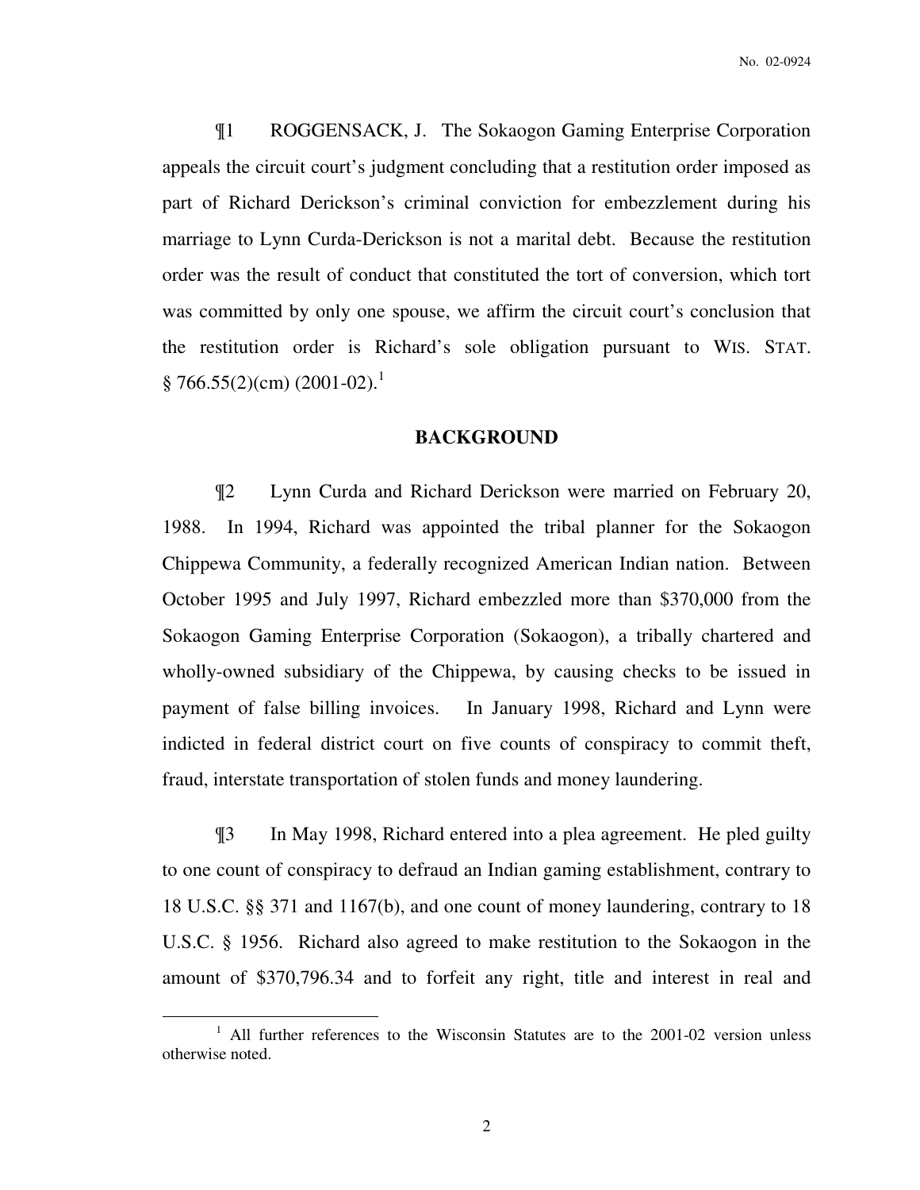¶1 ROGGENSACK, J. The Sokaogon Gaming Enterprise Corporation appeals the circuit court's judgment concluding that a restitution order imposed as part of Richard Derickson's criminal conviction for embezzlement during his marriage to Lynn Curda-Derickson is not a marital debt. Because the restitution order was the result of conduct that constituted the tort of conversion, which tort was committed by only one spouse, we affirm the circuit court's conclusion that the restitution order is Richard's sole obligation pursuant to WIS. STAT. § 766.55(2)(cm) (2001-02).[1]

## BACKGROUND

¶2 Lynn Curda and Richard Derickson were married on February 20, 1988. In 1994, Richard was appointed the tribal planner for the Sokaogon Chippewa Community, a federally recognized American Indian nation. Between October 1995 and July 1997, Richard embezzled more than $370,000 from the Sokaogon Gaming Enterprise Corporation (Sokaogon), a tribally chartered and wholly-owned subsidiary of the Chippewa, by causing checks to be issued in payment of false billing invoices. In January 1998, Richard and Lynn were indicted in federal district court on five counts of conspiracy to commit theft, fraud, interstate transportation of stolen funds and money laundering.

¶3 In May 1998, Richard entered into a plea agreement. He pled guilty to one count of conspiracy to defraud an Indian gaming establishment, contrary to 18 U.S.C. §§ 371 and 1167(b), and one count of money laundering, contrary to 18 U.S.C. § 1956. Richard also agreed to make restitution to the Sokaogon in the amount of $370,796.34 and to forfeit any right, title and interest in real and

---

[1] All further references to the Wisconsin Statutes are to the 2001-02 version unless otherwise noted.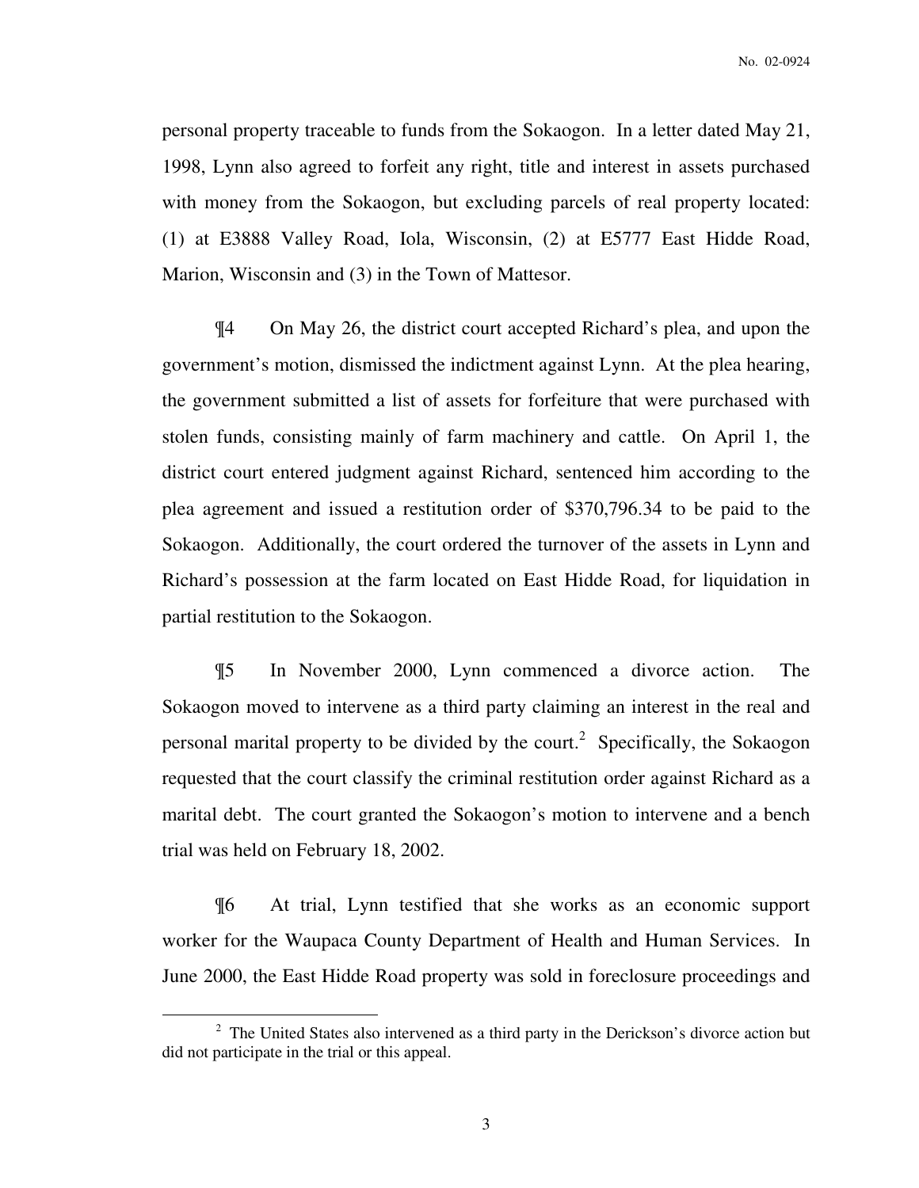personal property traceable to funds from the Sokaogon. In a letter dated May 21, 1998, Lynn also agreed to forfeit any right, title and interest in assets purchased with money from the Sokaogon, but excluding parcels of real property located: (1) at E3888 Valley Road, Iola, Wisconsin, (2) at E5777 East Hidde Road, Marion, Wisconsin and (3) in the Town of Mattesor.

¶4 On May 26, the district court accepted Richard's plea, and upon the government's motion, dismissed the indictment against Lynn. At the plea hearing, the government submitted a list of assets for forfeiture that were purchased with stolen funds, consisting mainly of farm machinery and cattle. On April 1, the district court entered judgment against Richard, sentenced him according to the plea agreement and issued a restitution order of $370,796.34 to be paid to the Sokaogon. Additionally, the court ordered the turnover of the assets in Lynn and Richard's possession at the farm located on East Hidde Road, for liquidation in partial restitution to the Sokaogon.

¶5 In November 2000, Lynn commenced a divorce action. The Sokaogon moved to intervene as a third party claiming an interest in the real and personal marital property to be divided by the court.[2] Specifically, the Sokaogon requested that the court classify the criminal restitution order against Richard as a marital debt. The court granted the Sokaogon's motion to intervene and a bench trial was held on February 18, 2002.

¶6 At trial, Lynn testified that she works as an economic support worker for the Waupaca County Department of Health and Human Services. In June 2000, the East Hidde Road property was sold in foreclosure proceedings and

---

[2] The United States also intervened as a third party in the Derickson's divorce action but did not participate in the trial or this appeal.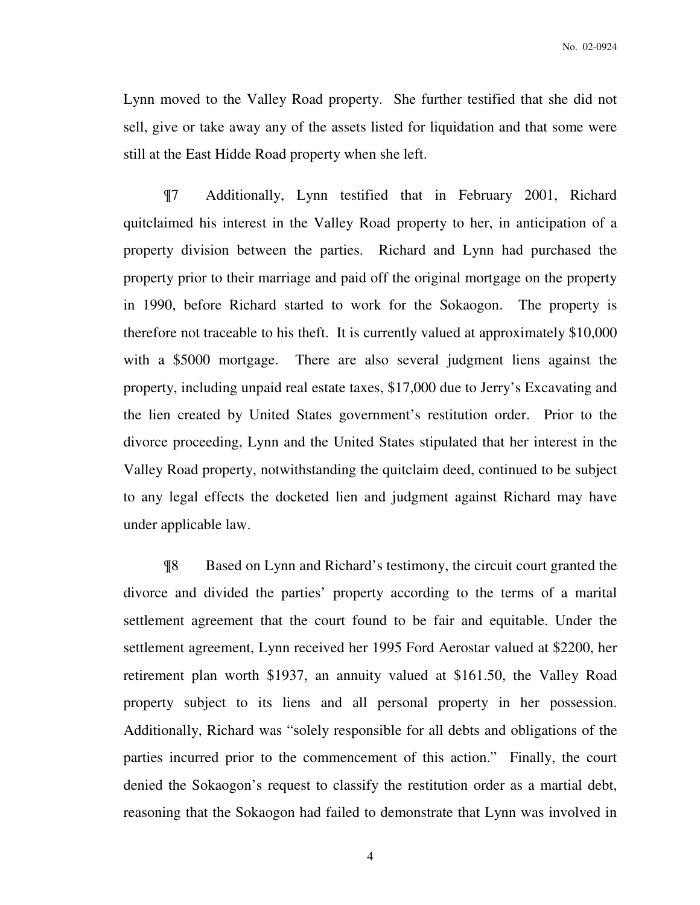Lynn moved to the Valley Road property. She further testified that she did not sell, give or take away any of the assets listed for liquidation and that some were still at the East Hidde Road property when she left.

¶7 Additionally, Lynn testified that in February 2001, Richard quitclaimed his interest in the Valley Road property to her, in anticipation of a property division between the parties. Richard and Lynn had purchased the property prior to their marriage and paid off the original mortgage on the property in 1990, before Richard started to work for the Sokaogon. The property is therefore not traceable to his theft. It is currently valued at approximately $10,000 with a $5000 mortgage. There are also several judgment liens against the property, including unpaid real estate taxes, $17,000 due to Jerry's Excavating and the lien created by United States government's restitution order. Prior to the divorce proceeding, Lynn and the United States stipulated that her interest in the Valley Road property, notwithstanding the quitclaim deed, continued to be subject to any legal effects the docketed lien and judgment against Richard may have under applicable law.

¶8 Based on Lynn and Richard's testimony, the circuit court granted the divorce and divided the parties' property according to the terms of a marital settlement agreement that the court found to be fair and equitable. Under the settlement agreement, Lynn received her 1995 Ford Aerostar valued at $2200, her retirement plan worth $1937, an annuity valued at $161.50, the Valley Road property subject to its liens and all personal property in her possession. Additionally, Richard was "solely responsible for all debts and obligations of the parties incurred prior to the commencement of this action." Finally, the court denied the Sokaogon's request to classify the restitution order as a martial debt, reasoning that the Sokaogon had failed to demonstrate that Lynn was involved in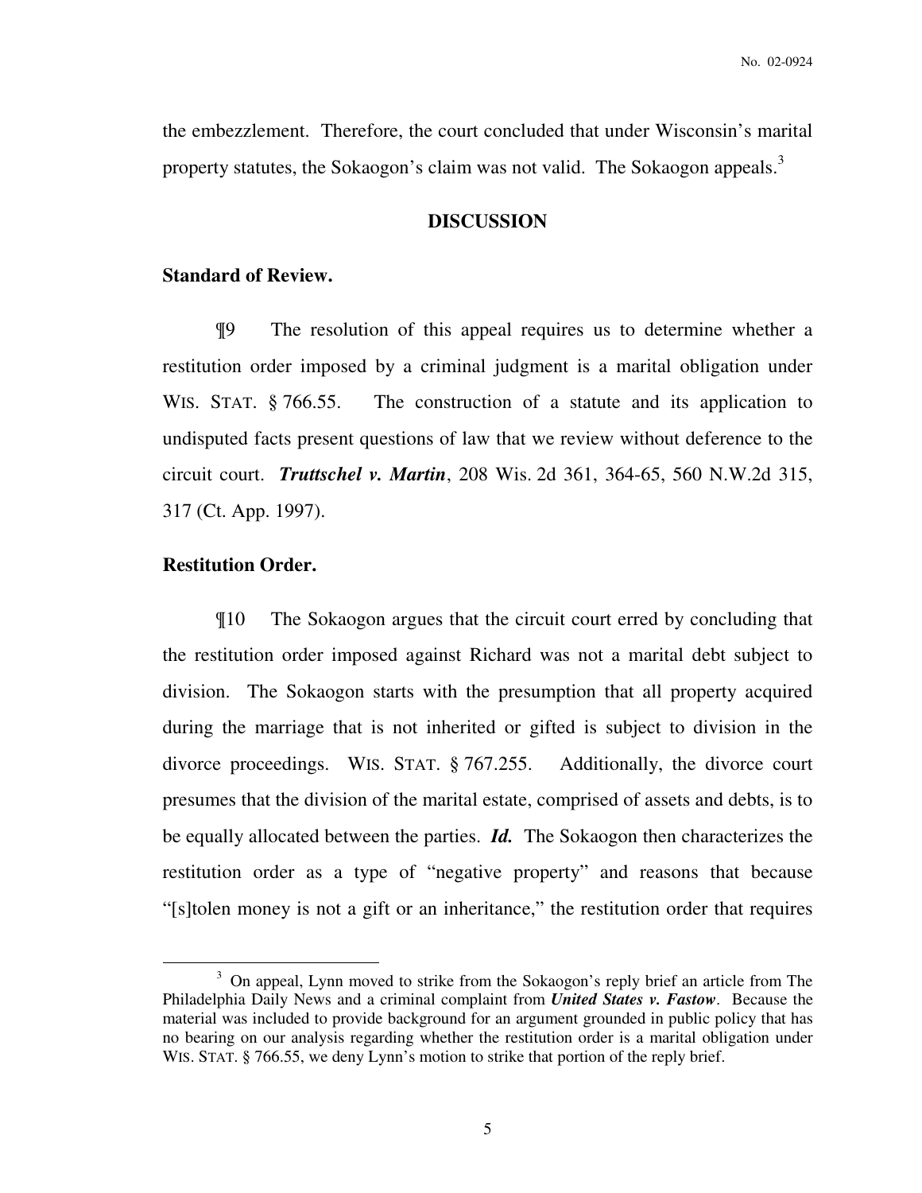the embezzlement. Therefore, the court concluded that under Wisconsin's marital property statutes, the Sokaogon's claim was not valid. The Sokaogon appeals.[3]

## DISCUSSION

### Standard of Review.

¶9 The resolution of this appeal requires us to determine whether a restitution order imposed by a criminal judgment is a marital obligation under WIS. STAT. § 766.55. The construction of a statute and its application to undisputed facts present questions of law that we review without deference to the circuit court. ***Truttschel v. Martin***, 208 Wis. 2d 361, 364-65, 560 N.W.2d 315, 317 (Ct. App. 1997).

### Restitution Order.

¶10 The Sokaogon argues that the circuit court erred by concluding that the restitution order imposed against Richard was not a marital debt subject to division. The Sokaogon starts with the presumption that all property acquired during the marriage that is not inherited or gifted is subject to division in the divorce proceedings. WIS. STAT. § 767.255. Additionally, the divorce court presumes that the division of the marital estate, comprised of assets and debts, is to be equally allocated between the parties. ***Id.*** The Sokaogon then characterizes the restitution order as a type of "negative property" and reasons that because "[s]tolen money is not a gift or an inheritance," the restitution order that requires

---

[3] On appeal, Lynn moved to strike from the Sokaogon's reply brief an article from The Philadelphia Daily News and a criminal complaint from ***United States v. Fastow***. Because the material was included to provide background for an argument grounded in public policy that has no bearing on our analysis regarding whether the restitution order is a marital obligation under WIS. STAT. § 766.55, we deny Lynn's motion to strike that portion of the reply brief.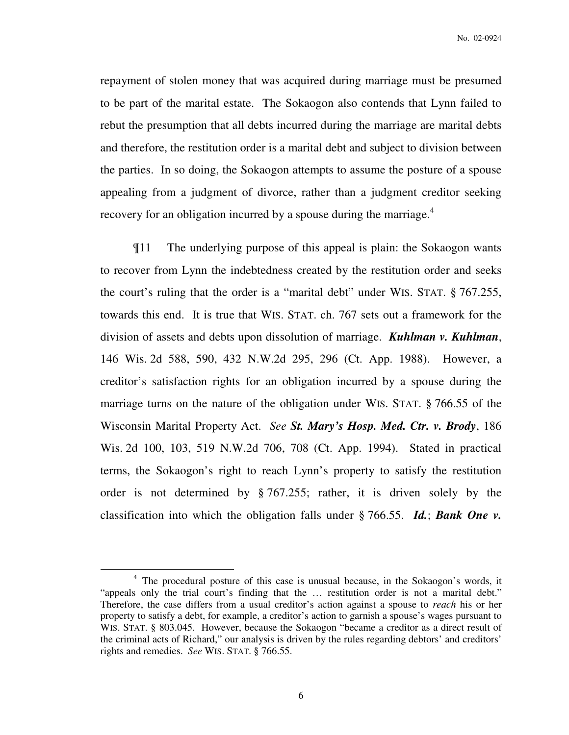repayment of stolen money that was acquired during marriage must be presumed to be part of the marital estate. The Sokaogon also contends that Lynn failed to rebut the presumption that all debts incurred during the marriage are marital debts and therefore, the restitution order is a marital debt and subject to division between the parties. In so doing, the Sokaogon attempts to assume the posture of a spouse appealing from a judgment of divorce, rather than a judgment creditor seeking recovery for an obligation incurred by a spouse during the marriage.[4]

¶11 The underlying purpose of this appeal is plain: the Sokaogon wants to recover from Lynn the indebtedness created by the restitution order and seeks the court's ruling that the order is a "marital debt" under WIS. STAT. § 767.255, towards this end. It is true that WIS. STAT. ch. 767 sets out a framework for the division of assets and debts upon dissolution of marriage. ***Kuhlman v. Kuhlman***, 146 Wis. 2d 588, 590, 432 N.W.2d 295, 296 (Ct. App. 1988). However, a creditor's satisfaction rights for an obligation incurred by a spouse during the marriage turns on the nature of the obligation under WIS. STAT. § 766.55 of the Wisconsin Marital Property Act. *See* ***St. Mary's Hosp. Med. Ctr. v. Brody***, 186 Wis. 2d 100, 103, 519 N.W.2d 706, 708 (Ct. App. 1994). Stated in practical terms, the Sokaogon's right to reach Lynn's property to satisfy the restitution order is not determined by § 767.255; rather, it is driven solely by the classification into which the obligation falls under § 766.55. ***Id.***; ***Bank One v.***

---

[4] The procedural posture of this case is unusual because, in the Sokaogon's words, it "appeals only the trial court's finding that the … restitution order is not a marital debt." Therefore, the case differs from a usual creditor's action against a spouse to *reach* his or her property to satisfy a debt, for example, a creditor's action to garnish a spouse's wages pursuant to WIS. STAT. § 803.045. However, because the Sokaogon "became a creditor as a direct result of the criminal acts of Richard," our analysis is driven by the rules regarding debtors' and creditors' rights and remedies. *See* WIS. STAT. § 766.55.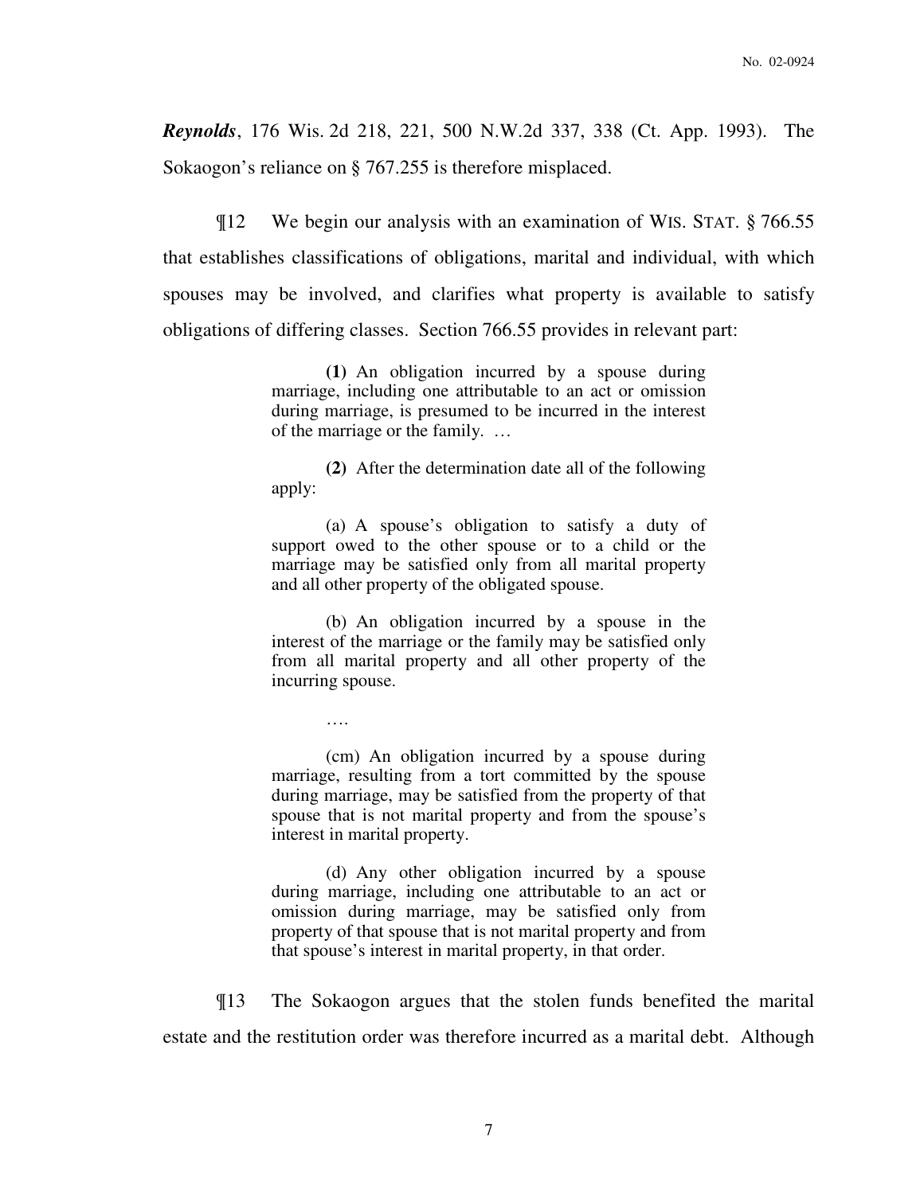***Reynolds***, 176 Wis. 2d 218, 221, 500 N.W.2d 337, 338 (Ct. App. 1993). The Sokaogon's reliance on § 767.255 is therefore misplaced.

¶12 We begin our analysis with an examination of WIS. STAT. § 766.55 that establishes classifications of obligations, marital and individual, with which spouses may be involved, and clarifies what property is available to satisfy obligations of differing classes. Section 766.55 provides in relevant part:

> **(1)** An obligation incurred by a spouse during marriage, including one attributable to an act or omission during marriage, is presumed to be incurred in the interest of the marriage or the family. …
>
> **(2)** After the determination date all of the following apply:
>
> (a) A spouse's obligation to satisfy a duty of support owed to the other spouse or to a child or the marriage may be satisfied only from all marital property and all other property of the obligated spouse.
>
> (b) An obligation incurred by a spouse in the interest of the marriage or the family may be satisfied only from all marital property and all other property of the incurring spouse.
>
> ….
>
> (cm) An obligation incurred by a spouse during marriage, resulting from a tort committed by the spouse during marriage, may be satisfied from the property of that spouse that is not marital property and from the spouse's interest in marital property.
>
> (d) Any other obligation incurred by a spouse during marriage, including one attributable to an act or omission during marriage, may be satisfied only from property of that spouse that is not marital property and from that spouse's interest in marital property, in that order.

¶13 The Sokaogon argues that the stolen funds benefited the marital estate and the restitution order was therefore incurred as a marital debt. Although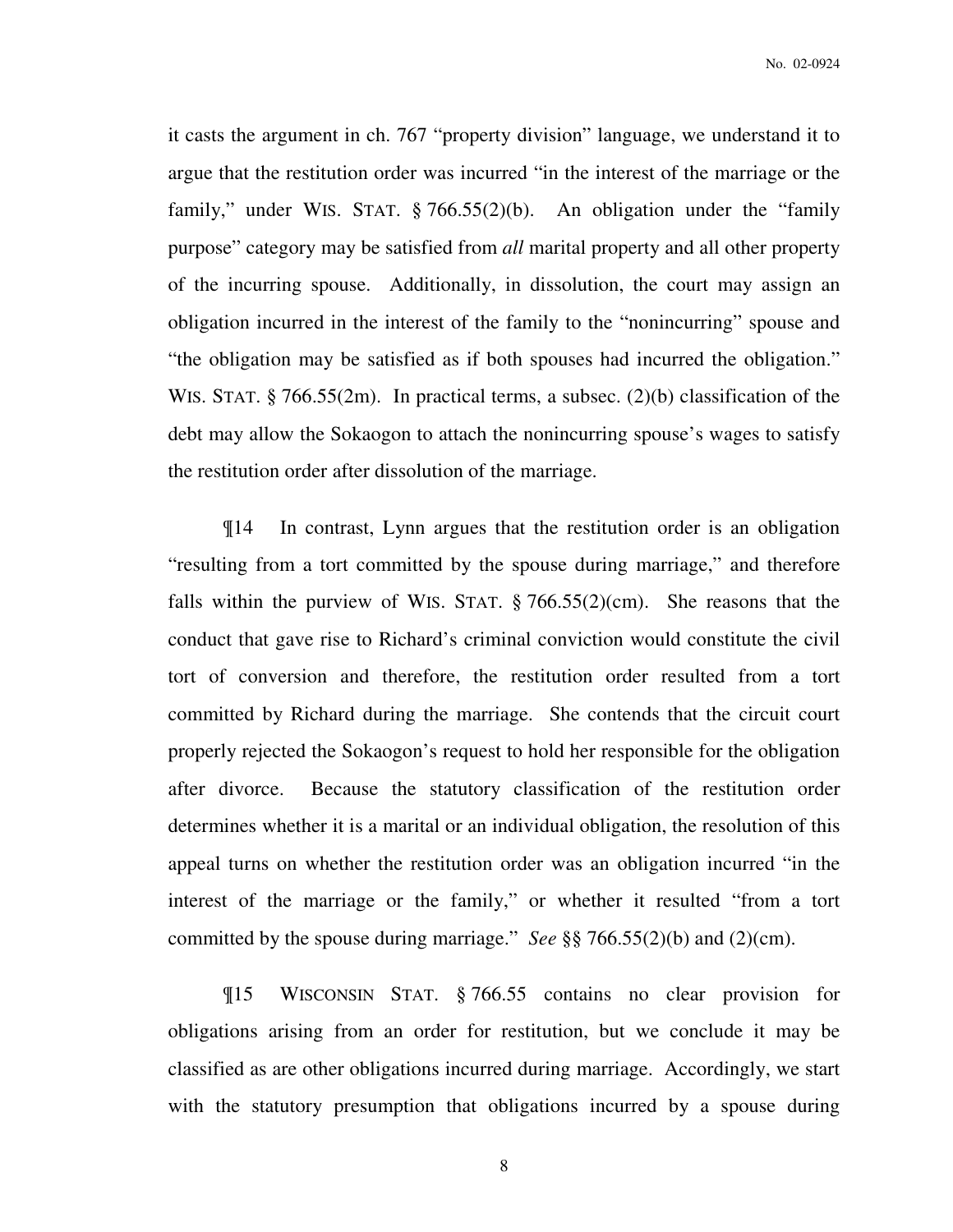it casts the argument in ch. 767 "property division" language, we understand it to argue that the restitution order was incurred "in the interest of the marriage or the family," under WIS. STAT. § 766.55(2)(b). An obligation under the "family purpose" category may be satisfied from *all* marital property and all other property of the incurring spouse. Additionally, in dissolution, the court may assign an obligation incurred in the interest of the family to the "nonincurring" spouse and "the obligation may be satisfied as if both spouses had incurred the obligation." WIS. STAT. § 766.55(2m). In practical terms, a subsec. (2)(b) classification of the debt may allow the Sokaogon to attach the nonincurring spouse's wages to satisfy the restitution order after dissolution of the marriage.

¶14 In contrast, Lynn argues that the restitution order is an obligation "resulting from a tort committed by the spouse during marriage," and therefore falls within the purview of WIS. STAT. § 766.55(2)(cm). She reasons that the conduct that gave rise to Richard's criminal conviction would constitute the civil tort of conversion and therefore, the restitution order resulted from a tort committed by Richard during the marriage. She contends that the circuit court properly rejected the Sokaogon's request to hold her responsible for the obligation after divorce. Because the statutory classification of the restitution order determines whether it is a marital or an individual obligation, the resolution of this appeal turns on whether the restitution order was an obligation incurred "in the interest of the marriage or the family," or whether it resulted "from a tort committed by the spouse during marriage." *See* §§ 766.55(2)(b) and (2)(cm).

¶15 WISCONSIN STAT. § 766.55 contains no clear provision for obligations arising from an order for restitution, but we conclude it may be classified as are other obligations incurred during marriage. Accordingly, we start with the statutory presumption that obligations incurred by a spouse during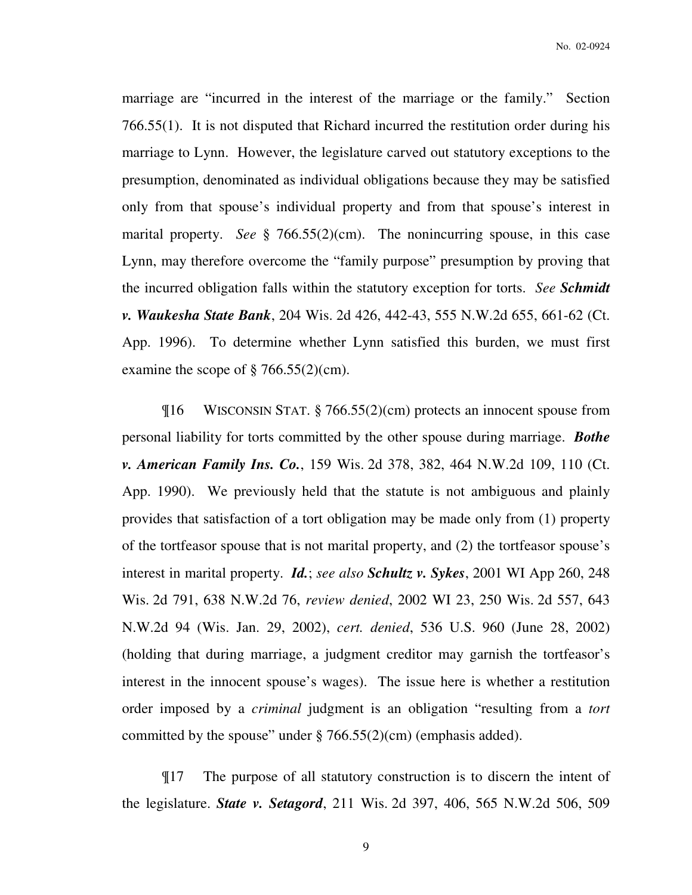marriage are "incurred in the interest of the marriage or the family." Section 766.55(1). It is not disputed that Richard incurred the restitution order during his marriage to Lynn. However, the legislature carved out statutory exceptions to the presumption, denominated as individual obligations because they may be satisfied only from that spouse's individual property and from that spouse's interest in marital property. *See* § 766.55(2)(cm). The nonincurring spouse, in this case Lynn, may therefore overcome the "family purpose" presumption by proving that the incurred obligation falls within the statutory exception for torts. *See* ***Schmidt v. Waukesha State Bank***, 204 Wis. 2d 426, 442-43, 555 N.W.2d 655, 661-62 (Ct. App. 1996). To determine whether Lynn satisfied this burden, we must first examine the scope of § 766.55(2)(cm).

¶16 WISCONSIN STAT. § 766.55(2)(cm) protects an innocent spouse from personal liability for torts committed by the other spouse during marriage. ***Bothe v. American Family Ins. Co.***, 159 Wis. 2d 378, 382, 464 N.W.2d 109, 110 (Ct. App. 1990). We previously held that the statute is not ambiguous and plainly provides that satisfaction of a tort obligation may be made only from (1) property of the tortfeasor spouse that is not marital property, and (2) the tortfeasor spouse's interest in marital property. ***Id.***; *see also* ***Schultz v. Sykes***, 2001 WI App 260, 248 Wis. 2d 791, 638 N.W.2d 76, *review denied*, 2002 WI 23, 250 Wis. 2d 557, 643 N.W.2d 94 (Wis. Jan. 29, 2002), *cert. denied*, 536 U.S. 960 (June 28, 2002) (holding that during marriage, a judgment creditor may garnish the tortfeasor's interest in the innocent spouse's wages). The issue here is whether a restitution order imposed by a *criminal* judgment is an obligation "resulting from a *tort* committed by the spouse" under § 766.55(2)(cm) (emphasis added).

¶17 The purpose of all statutory construction is to discern the intent of the legislature. ***State v. Setagord***, 211 Wis. 2d 397, 406, 565 N.W.2d 506, 509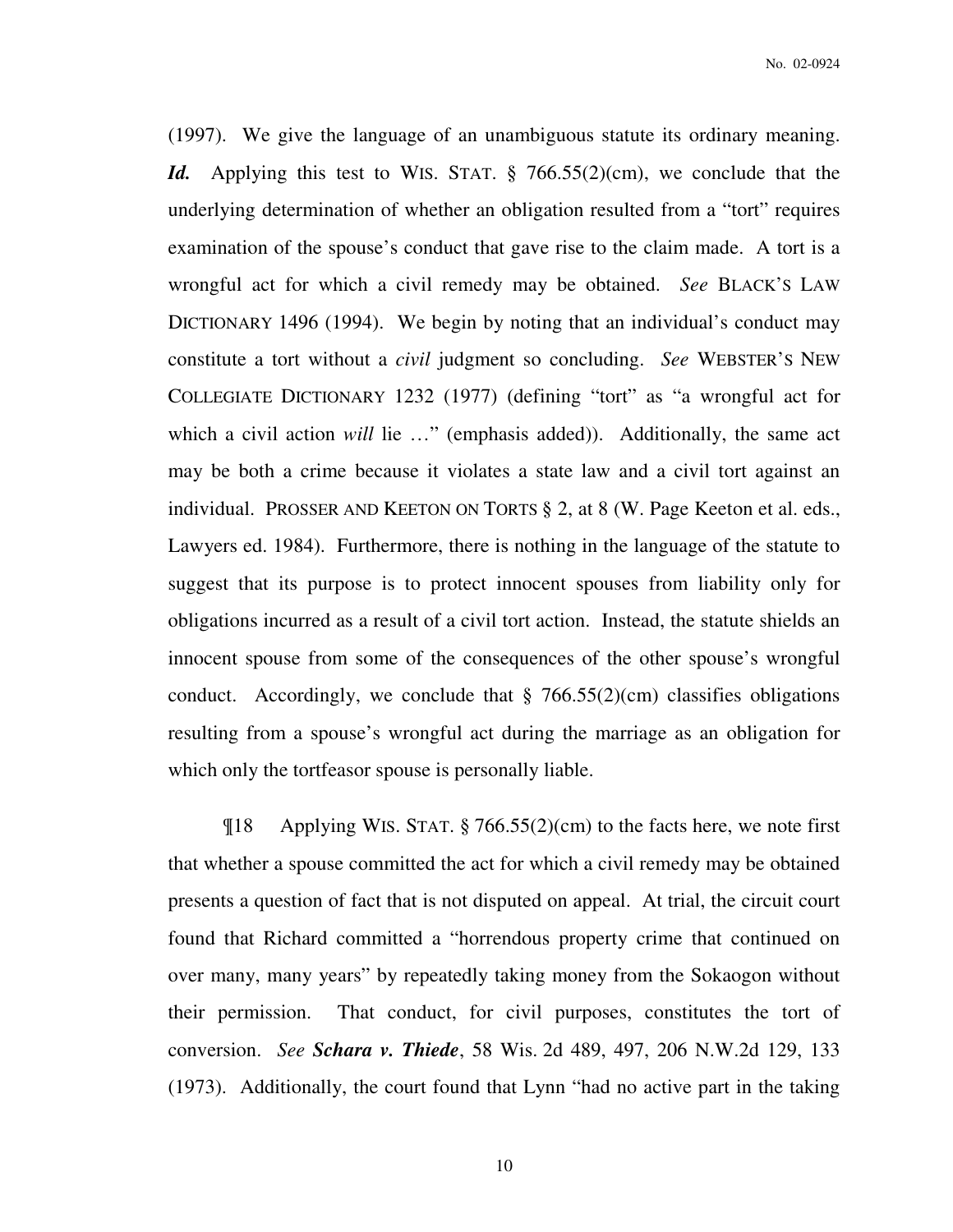(1997). We give the language of an unambiguous statute its ordinary meaning. ***Id.*** Applying this test to WIS. STAT. § 766.55(2)(cm), we conclude that the underlying determination of whether an obligation resulted from a "tort" requires examination of the spouse's conduct that gave rise to the claim made. A tort is a wrongful act for which a civil remedy may be obtained. *See* BLACK'S LAW DICTIONARY 1496 (1994). We begin by noting that an individual's conduct may constitute a tort without a *civil* judgment so concluding. *See* WEBSTER'S NEW COLLEGIATE DICTIONARY 1232 (1977) (defining "tort" as "a wrongful act for which a civil action *will* lie …" (emphasis added)). Additionally, the same act may be both a crime because it violates a state law and a civil tort against an individual. PROSSER AND KEETON ON TORTS § 2, at 8 (W. Page Keeton et al. eds., Lawyers ed. 1984). Furthermore, there is nothing in the language of the statute to suggest that its purpose is to protect innocent spouses from liability only for obligations incurred as a result of a civil tort action. Instead, the statute shields an innocent spouse from some of the consequences of the other spouse's wrongful conduct. Accordingly, we conclude that § 766.55(2)(cm) classifies obligations resulting from a spouse's wrongful act during the marriage as an obligation for which only the tortfeasor spouse is personally liable.

¶18 Applying WIS. STAT. § 766.55(2)(cm) to the facts here, we note first that whether a spouse committed the act for which a civil remedy may be obtained presents a question of fact that is not disputed on appeal. At trial, the circuit court found that Richard committed a "horrendous property crime that continued on over many, many years" by repeatedly taking money from the Sokaogon without their permission. That conduct, for civil purposes, constitutes the tort of conversion. *See* ***Schara v. Thiede***, 58 Wis. 2d 489, 497, 206 N.W.2d 129, 133 (1973). Additionally, the court found that Lynn "had no active part in the taking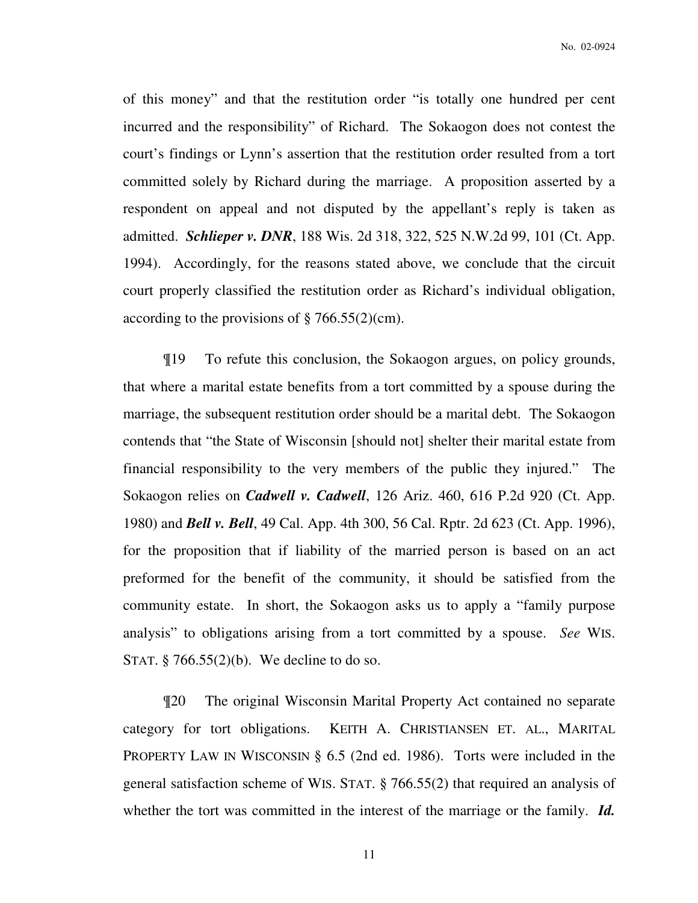of this money" and that the restitution order "is totally one hundred per cent incurred and the responsibility" of Richard. The Sokaogon does not contest the court's findings or Lynn's assertion that the restitution order resulted from a tort committed solely by Richard during the marriage. A proposition asserted by a respondent on appeal and not disputed by the appellant's reply is taken as admitted. ***Schlieper v. DNR***, 188 Wis. 2d 318, 322, 525 N.W.2d 99, 101 (Ct. App. 1994). Accordingly, for the reasons stated above, we conclude that the circuit court properly classified the restitution order as Richard's individual obligation, according to the provisions of § 766.55(2)(cm).

¶19 To refute this conclusion, the Sokaogon argues, on policy grounds, that where a marital estate benefits from a tort committed by a spouse during the marriage, the subsequent restitution order should be a marital debt. The Sokaogon contends that "the State of Wisconsin [should not] shelter their marital estate from financial responsibility to the very members of the public they injured." The Sokaogon relies on ***Cadwell v. Cadwell***, 126 Ariz. 460, 616 P.2d 920 (Ct. App. 1980) and ***Bell v. Bell***, 49 Cal. App. 4th 300, 56 Cal. Rptr. 2d 623 (Ct. App. 1996), for the proposition that if liability of the married person is based on an act preformed for the benefit of the community, it should be satisfied from the community estate. In short, the Sokaogon asks us to apply a "family purpose analysis" to obligations arising from a tort committed by a spouse. *See* WIS. STAT. § 766.55(2)(b). We decline to do so.

¶20 The original Wisconsin Marital Property Act contained no separate category for tort obligations. KEITH A. CHRISTIANSEN ET. AL., MARITAL PROPERTY LAW IN WISCONSIN § 6.5 (2nd ed. 1986). Torts were included in the general satisfaction scheme of WIS. STAT. § 766.55(2) that required an analysis of whether the tort was committed in the interest of the marriage or the family. ***Id.***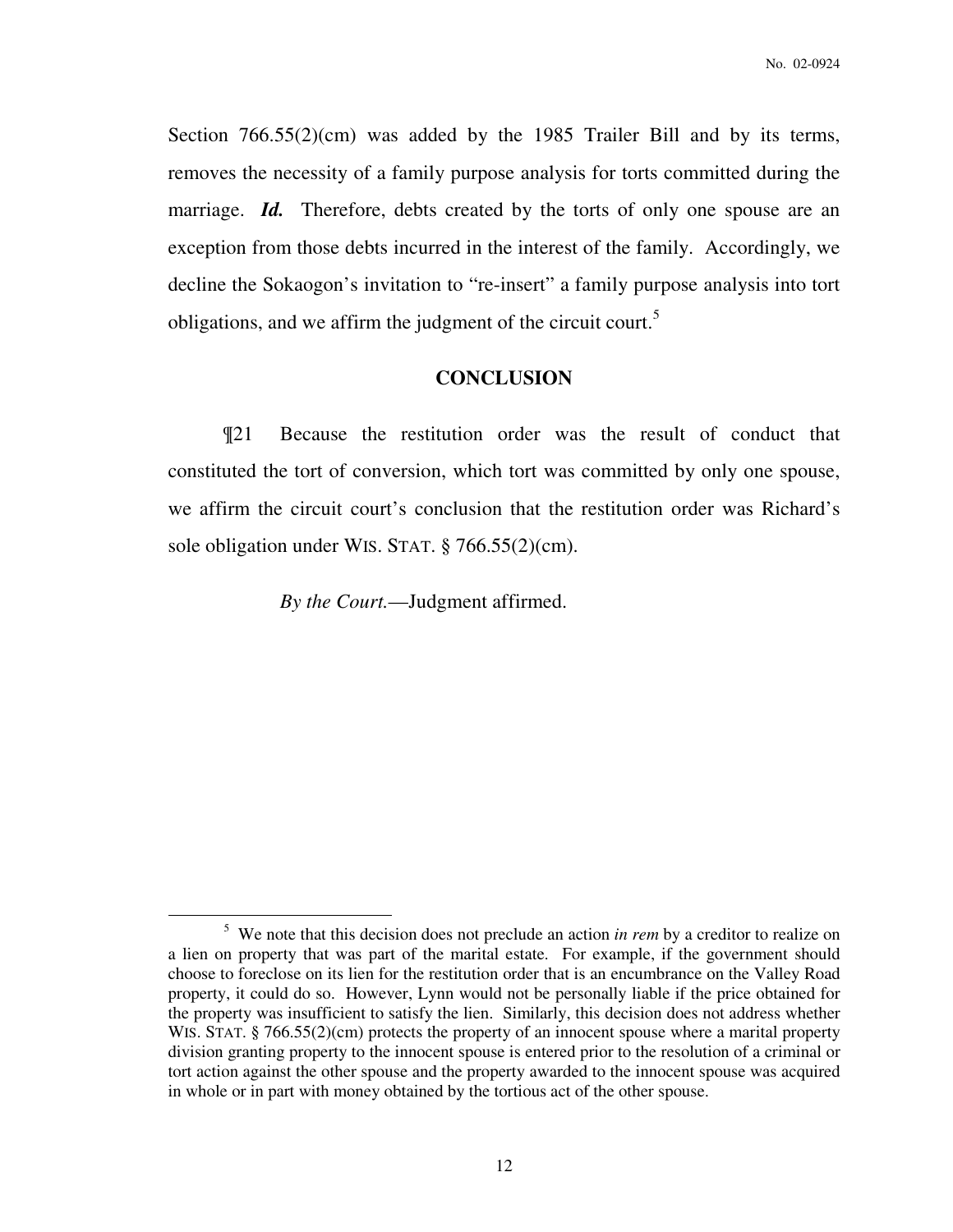Section 766.55(2)(cm) was added by the 1985 Trailer Bill and by its terms, removes the necessity of a family purpose analysis for torts committed during the marriage. ***Id.*** Therefore, debts created by the torts of only one spouse are an exception from those debts incurred in the interest of the family. Accordingly, we decline the Sokaogon's invitation to "re-insert" a family purpose analysis into tort obligations, and we affirm the judgment of the circuit court.[5]

## CONCLUSION

¶21 Because the restitution order was the result of conduct that constituted the tort of conversion, which tort was committed by only one spouse, we affirm the circuit court's conclusion that the restitution order was Richard's sole obligation under WIS. STAT. § 766.55(2)(cm).

*By the Court.*—Judgment affirmed.

---

[5] We note that this decision does not preclude an action *in rem* by a creditor to realize on a lien on property that was part of the marital estate. For example, if the government should choose to foreclose on its lien for the restitution order that is an encumbrance on the Valley Road property, it could do so. However, Lynn would not be personally liable if the price obtained for the property was insufficient to satisfy the lien. Similarly, this decision does not address whether WIS. STAT. § 766.55(2)(cm) protects the property of an innocent spouse where a marital property division granting property to the innocent spouse is entered prior to the resolution of a criminal or tort action against the other spouse and the property awarded to the innocent spouse was acquired in whole or in part with money obtained by the tortious act of the other spouse.